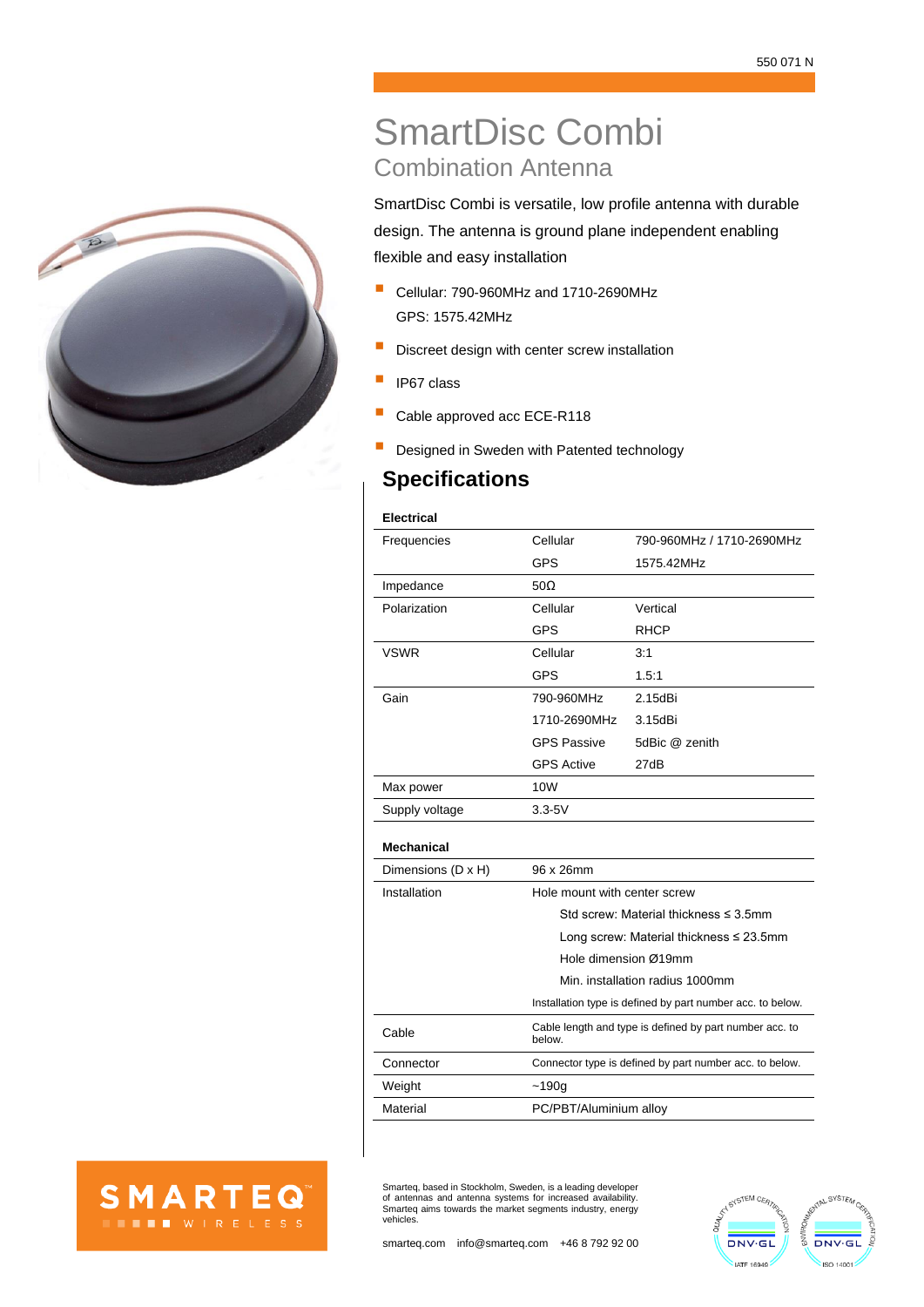550 071 N

# SmartDisc Combi

## Combination Antenna

SmartDisc Combi is versatile, low profile antenna with durable design. The antenna is ground plane independent enabling flexible and easy installation

- Cellular: 790-960MHz and 1710-2690MHz
  GPS: 1575.42MHz
- Discreet design with center screw installation
- IP67 class
- Cable approved acc ECE-R118
- Designed in Sweden with Patented technology

## Specifications

**Electrical**

| | | |
|---|---|---|
| Frequencies | Cellular | 790-960MHz / 1710-2690MHz |
| | GPS | 1575.42MHz |
| Impedance | 50Ω | |
| Polarization | Cellular | Vertical |
| | GPS | RHCP |
| VSWR | Cellular | 3:1 |
| | GPS | 1.5:1 |
| Gain | 790-960MHz | 2.15dBi |
| | 1710-2690MHz | 3.15dBi |
| | GPS Passive | 5dBic @ zenith |
| | GPS Active | 27dB |
| Max power | 10W | |
| Supply voltage | 3.3-5V | |

**Mechanical**

| | |
|---|---|
| Dimensions (D x H) | 96 x 26mm |
| Installation | Hole mount with center screw |
| | Std screw: Material thickness ≤ 3.5mm |
| | Long screw: Material thickness ≤ 23.5mm |
| | Hole dimension Ø19mm |
| | Min. installation radius 1000mm |
| | Installation type is defined by part number acc. to below. |
| Cable | Cable length and type is defined by part number acc. to below. |
| Connector | Connector type is defined by part number acc. to below. |
| Weight | ~190g |
| Material | PC/PBT/Aluminium alloy |

SMARTEQ WIRELESS

Smarteq, based in Stockholm, Sweden, is a leading developer of antennas and antenna systems for increased availability. Smarteq aims towards the market segments industry, energy vehicles.

smarteq.com info@smarteq.com +46 8 792 92 00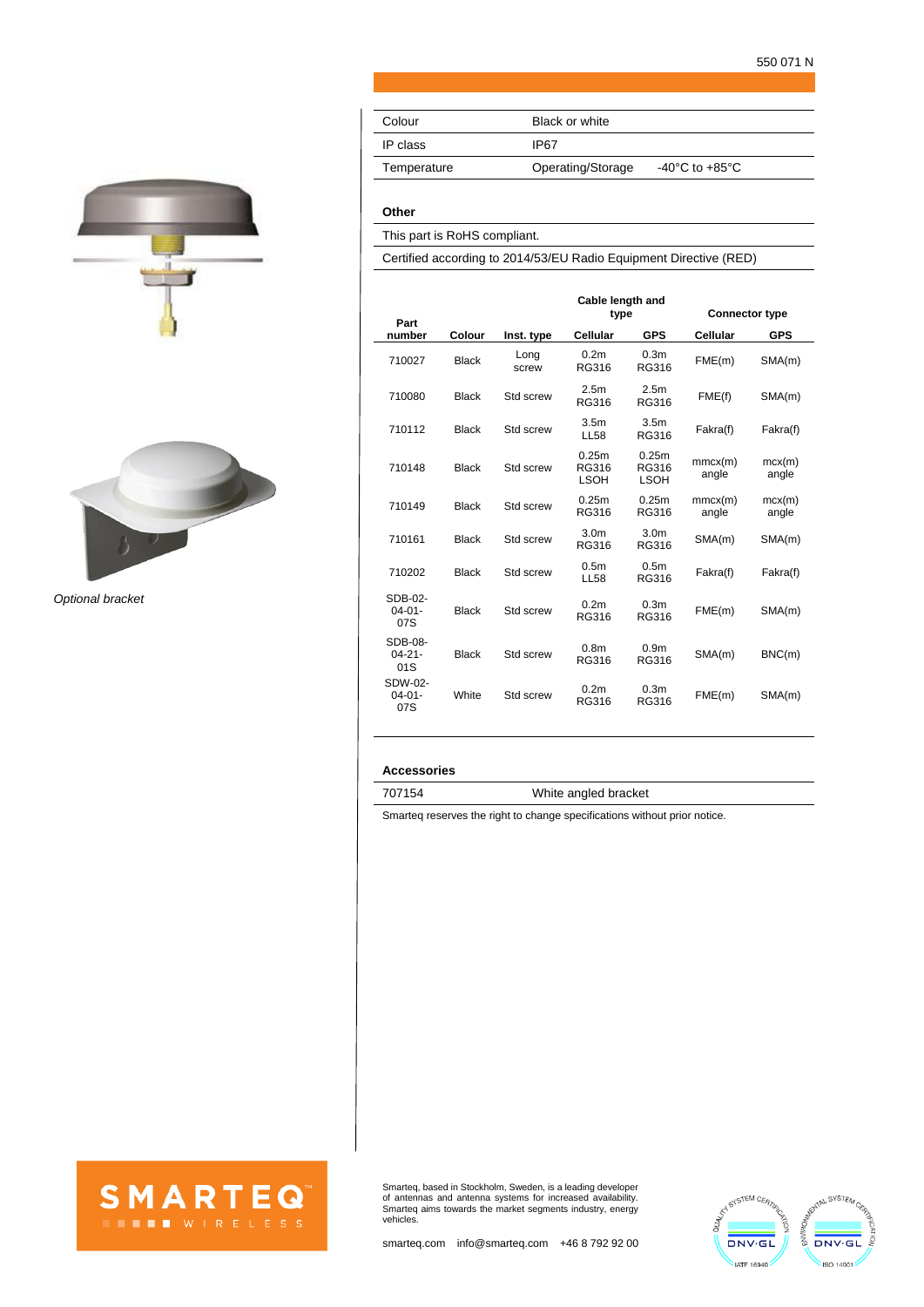| | | |
|---|---|---|
| Colour | Black or white | |
| IP class | IP67 | |
| Temperature | Operating/Storage | -40°C to +85°C |

**Other**

This part is RoHS compliant.

Certified according to 2014/53/EU Radio Equipment Directive (RED)

| Part number | Colour | Inst. type | Cable length and type | | Connector type | |
|---|---|---|---|---|---|---|
| | | | Cellular | GPS | Cellular | GPS |
| 710027 | Black | Long screw | 0.2m RG316 | 0.3m RG316 | FME(m) | SMA(m) |
| 710080 | Black | Std screw | 2.5m RG316 | 2.5m RG316 | FME(f) | SMA(m) |
| 710112 | Black | Std screw | 3.5m LL58 | 3.5m RG316 | Fakra(f) | Fakra(f) |
| 710148 | Black | Std screw | 0.25m RG316 LSOH | 0.25m RG316 LSOH | mmcx(m) angle | mcx(m) angle |
| 710149 | Black | Std screw | 0.25m RG316 | 0.25m RG316 | mmcx(m) angle | mcx(m) angle |
| 710161 | Black | Std screw | 3.0m RG316 | 3.0m RG316 | SMA(m) | SMA(m) |
| 710202 | Black | Std screw | 0.5m LL58 | 0.5m RG316 | Fakra(f) | Fakra(f) |
| SDB-02-04-01-07S | Black | Std screw | 0.2m RG316 | 0.3m RG316 | FME(m) | SMA(m) |
| SDB-08-04-21-01S | Black | Std screw | 0.8m RG316 | 0.9m RG316 | SMA(m) | BNC(m) |
| SDW-02-04-01-07S | White | Std screw | 0.2m RG316 | 0.3m RG316 | FME(m) | SMA(m) |

*Optional bracket*

**Accessories**

| | |
|---|---|
| 707154 | White angled bracket |

Smarteq reserves the right to change specifications without prior notice.

Smarteq, based in Stockholm, Sweden, is a leading developer of antennas and antenna systems for increased availability. Smarteq aims towards the market segments industry, energy vehicles.

smarteq.com info@smarteq.com +46 8 792 92 00